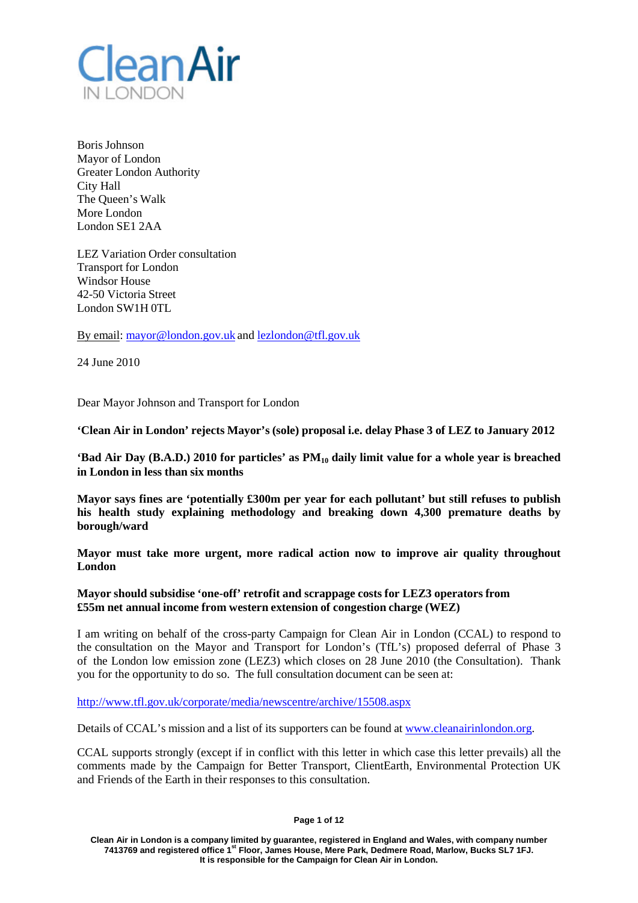Clean Air IN LONDON

Boris Johnson
Mayor of London
Greater London Authority
City Hall
The Queen's Walk
More London
London SE1 2AA

LEZ Variation Order consultation
Transport for London
Windsor House
42-50 Victoria Street
London SW1H 0TL

By email: mayor@london.gov.uk and lezlondon@tfl.gov.uk

24 June 2010

Dear Mayor Johnson and Transport for London

**'Clean Air in London' rejects Mayor's (sole) proposal i.e. delay Phase 3 of LEZ to January 2012**

**'Bad Air Day (B.A.D.) 2010 for particles' as $PM_{10}$ daily limit value for a whole year is breached in London in less than six months**

**Mayor says fines are 'potentially £300m per year for each pollutant' but still refuses to publish his health study explaining methodology and breaking down 4,300 premature deaths by borough/ward**

**Mayor must take more urgent, more radical action now to improve air quality throughout London**

**Mayor should subsidise 'one-off' retrofit and scrappage costs for LEZ3 operators from £55m net annual income from western extension of congestion charge (WEZ)**

I am writing on behalf of the cross-party Campaign for Clean Air in London (CCAL) to respond to the consultation on the Mayor and Transport for London's (TfL's) proposed deferral of Phase 3 of the London low emission zone (LEZ3) which closes on 28 June 2010 (the Consultation). Thank you for the opportunity to do so. The full consultation document can be seen at:

http://www.tfl.gov.uk/corporate/media/newscentre/archive/15508.aspx

Details of CCAL's mission and a list of its supporters can be found at www.cleanairinlondon.org.

CCAL supports strongly (except if in conflict with this letter in which case this letter prevails) all the comments made by the Campaign for Better Transport, ClientEarth, Environmental Protection UK and Friends of the Earth in their responses to this consultation.

Clean Air in London is a company limited by guarantee, registered in England and Wales, with company number 7413769 and registered office 1st Floor, James House, Mere Park, Dedmere Road, Marlow, Bucks SL7 1FJ. It is responsible for the Campaign for Clean Air in London.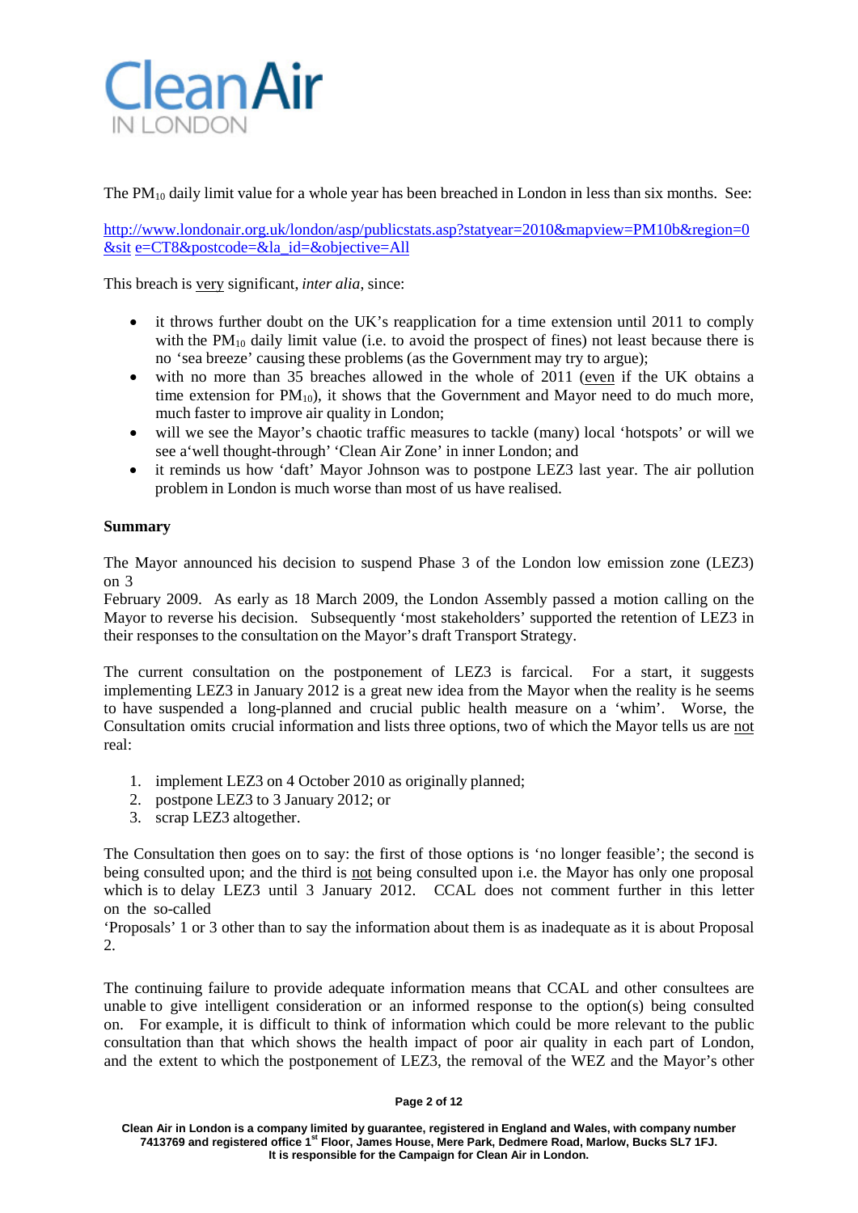The $PM_{10}$ daily limit value for a whole year has been breached in London in less than six months. See:

http://www.londonair.org.uk/london/asp/publicstats.asp?statyear=2010&mapview=PM10b&region=0&site=CT8&postcode=&la_id=&objective=All

This breach is very significant, *inter alia*, since:

- it throws further doubt on the UK's reapplication for a time extension until 2011 to comply with the $PM_{10}$ daily limit value (i.e. to avoid the prospect of fines) not least because there is no 'sea breeze' causing these problems (as the Government may try to argue);
- with no more than 35 breaches allowed in the whole of 2011 (even if the UK obtains a time extension for $PM_{10}$), it shows that the Government and Mayor need to do much more, much faster to improve air quality in London;
- will we see the Mayor's chaotic traffic measures to tackle (many) local 'hotspots' or will we see a'well thought-through' 'Clean Air Zone' in inner London; and
- it reminds us how 'daft' Mayor Johnson was to postpone LEZ3 last year. The air pollution problem in London is much worse than most of us have realised.

**Summary**

The Mayor announced his decision to suspend Phase 3 of the London low emission zone (LEZ3) on 3 February 2009. As early as 18 March 2009, the London Assembly passed a motion calling on the Mayor to reverse his decision. Subsequently 'most stakeholders' supported the retention of LEZ3 in their responses to the consultation on the Mayor's draft Transport Strategy.

The current consultation on the postponement of LEZ3 is farcical. For a start, it suggests implementing LEZ3 in January 2012 is a great new idea from the Mayor when the reality is he seems to have suspended a long-planned and crucial public health measure on a 'whim'. Worse, the Consultation omits crucial information and lists three options, two of which the Mayor tells us are not real:

1. implement LEZ3 on 4 October 2010 as originally planned;
2. postpone LEZ3 to 3 January 2012; or
3. scrap LEZ3 altogether.

The Consultation then goes on to say: the first of those options is 'no longer feasible'; the second is being consulted upon; and the third is not being consulted upon i.e. the Mayor has only one proposal which is to delay LEZ3 until 3 January 2012. CCAL does not comment further in this letter on the so-called 'Proposals' 1 or 3 other than to say the information about them is as inadequate as it is about Proposal 2.

The continuing failure to provide adequate information means that CCAL and other consultees are unable to give intelligent consideration or an informed response to the option(s) being consulted on. For example, it is difficult to think of information which could be more relevant to the public consultation than that which shows the health impact of poor air quality in each part of London, and the extent to which the postponement of LEZ3, the removal of the WEZ and the Mayor's other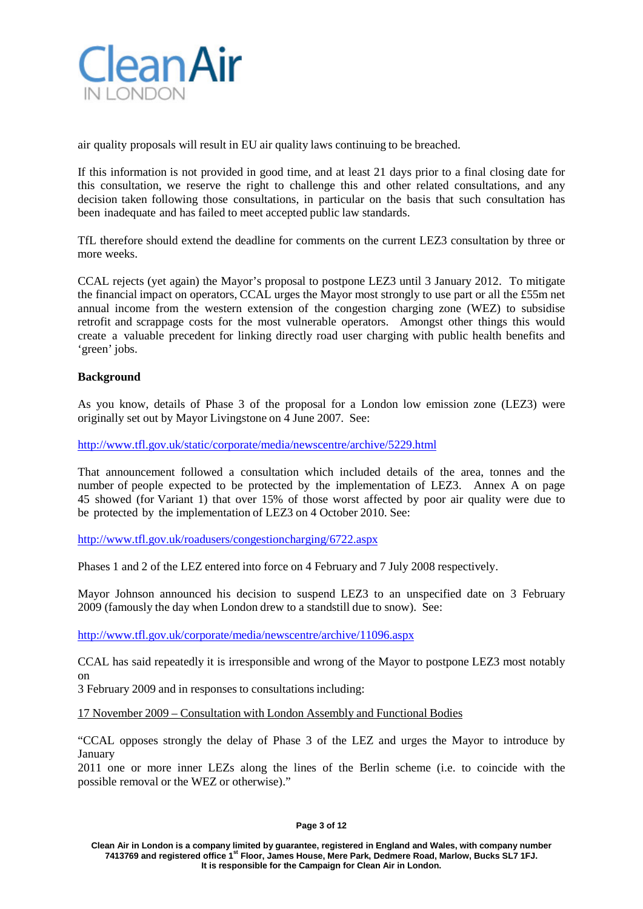air quality proposals will result in EU air quality laws continuing to be breached.

If this information is not provided in good time, and at least 21 days prior to a final closing date for this consultation, we reserve the right to challenge this and other related consultations, and any decision taken following those consultations, in particular on the basis that such consultation has been inadequate and has failed to meet accepted public law standards.

TfL therefore should extend the deadline for comments on the current LEZ3 consultation by three or more weeks.

CCAL rejects (yet again) the Mayor's proposal to postpone LEZ3 until 3 January 2012. To mitigate the financial impact on operators, CCAL urges the Mayor most strongly to use part or all the £55m net annual income from the western extension of the congestion charging zone (WEZ) to subsidise retrofit and scrappage costs for the most vulnerable operators. Amongst other things this would create a valuable precedent for linking directly road user charging with public health benefits and 'green' jobs.

**Background**

As you know, details of Phase 3 of the proposal for a London low emission zone (LEZ3) were originally set out by Mayor Livingstone on 4 June 2007. See:

http://www.tfl.gov.uk/static/corporate/media/newscentre/archive/5229.html

That announcement followed a consultation which included details of the area, tonnes and the number of people expected to be protected by the implementation of LEZ3. Annex A on page 45 showed (for Variant 1) that over 15% of those worst affected by poor air quality were due to be protected by the implementation of LEZ3 on 4 October 2010. See:

http://www.tfl.gov.uk/roadusers/congestioncharging/6722.aspx

Phases 1 and 2 of the LEZ entered into force on 4 February and 7 July 2008 respectively.

Mayor Johnson announced his decision to suspend LEZ3 to an unspecified date on 3 February 2009 (famously the day when London drew to a standstill due to snow). See:

http://www.tfl.gov.uk/corporate/media/newscentre/archive/11096.aspx

CCAL has said repeatedly it is irresponsible and wrong of the Mayor to postpone LEZ3 most notably on
3 February 2009 and in responses to consultations including:

17 November 2009 – Consultation with London Assembly and Functional Bodies

"CCAL opposes strongly the delay of Phase 3 of the LEZ and urges the Mayor to introduce by January
2011 one or more inner LEZs along the lines of the Berlin scheme (i.e. to coincide with the possible removal or the WEZ or otherwise)."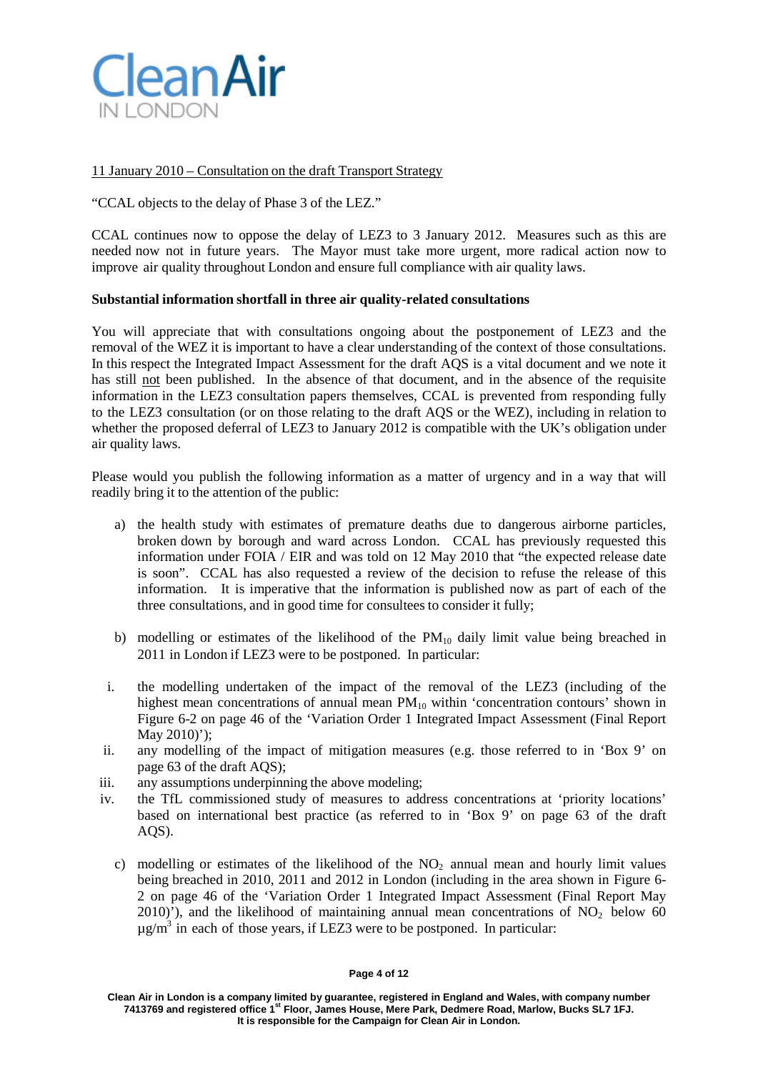11 January 2010 – Consultation on the draft Transport Strategy

"CCAL objects to the delay of Phase 3 of the LEZ."

CCAL continues now to oppose the delay of LEZ3 to 3 January 2012. Measures such as this are needed now not in future years. The Mayor must take more urgent, more radical action now to improve air quality throughout London and ensure full compliance with air quality laws.

**Substantial information shortfall in three air quality-related consultations**

You will appreciate that with consultations ongoing about the postponement of LEZ3 and the removal of the WEZ it is important to have a clear understanding of the context of those consultations. In this respect the Integrated Impact Assessment for the draft AQS is a vital document and we note it has still not been published. In the absence of that document, and in the absence of the requisite information in the LEZ3 consultation papers themselves, CCAL is prevented from responding fully to the LEZ3 consultation (or on those relating to the draft AQS or the WEZ), including in relation to whether the proposed deferral of LEZ3 to January 2012 is compatible with the UK's obligation under air quality laws.

Please would you publish the following information as a matter of urgency and in a way that will readily bring it to the attention of the public:

a) the health study with estimates of premature deaths due to dangerous airborne particles, broken down by borough and ward across London. CCAL has previously requested this information under FOIA / EIR and was told on 12 May 2010 that "the expected release date is soon". CCAL has also requested a review of the decision to refuse the release of this information. It is imperative that the information is published now as part of each of the three consultations, and in good time for consultees to consider it fully;

b) modelling or estimates of the likelihood of the $PM_{10}$ daily limit value being breached in 2011 in London if LEZ3 were to be postponed. In particular:

i. the modelling undertaken of the impact of the removal of the LEZ3 (including of the highest mean concentrations of annual mean $PM_{10}$ within 'concentration contours' shown in Figure 6-2 on page 46 of the 'Variation Order 1 Integrated Impact Assessment (Final Report May 2010)');

ii. any modelling of the impact of mitigation measures (e.g. those referred to in 'Box 9' on page 63 of the draft AQS);

iii. any assumptions underpinning the above modeling;

iv. the TfL commissioned study of measures to address concentrations at 'priority locations' based on international best practice (as referred to in 'Box 9' on page 63 of the draft AQS).

c) modelling or estimates of the likelihood of the $NO_2$ annual mean and hourly limit values being breached in 2010, 2011 and 2012 in London (including in the area shown in Figure 6-2 on page 46 of the 'Variation Order 1 Integrated Impact Assessment (Final Report May 2010)'), and the likelihood of maintaining annual mean concentrations of $NO_2$ below 60 $\mu g/m^3$ in each of those years, if LEZ3 were to be postponed. In particular: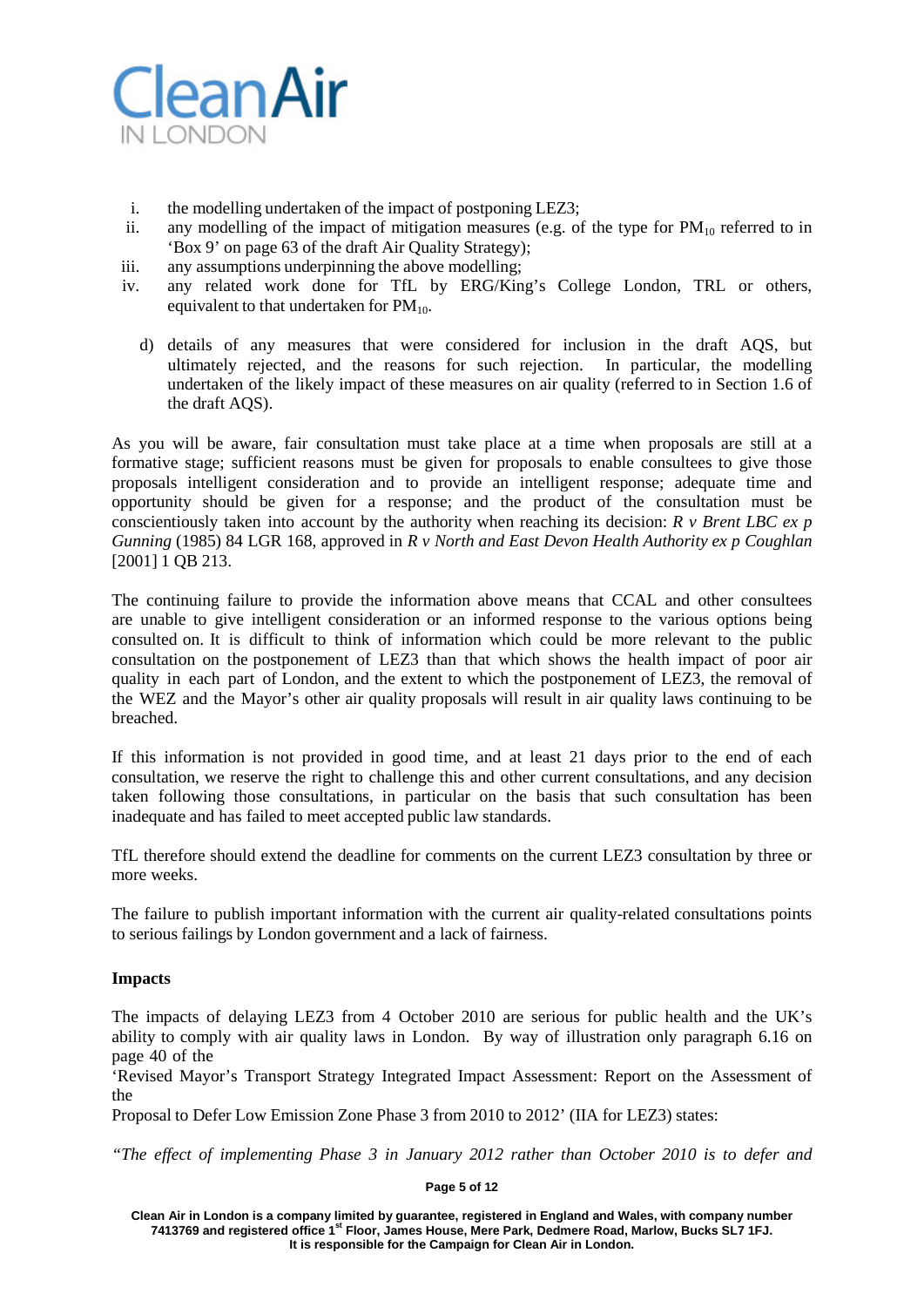i. the modelling undertaken of the impact of postponing LEZ3;
ii. any modelling of the impact of mitigation measures (e.g. of the type for $PM_{10}$ referred to in 'Box 9' on page 63 of the draft Air Quality Strategy);
iii. any assumptions underpinning the above modelling;
iv. any related work done for TfL by ERG/King's College London, TRL or others, equivalent to that undertaken for $PM_{10}$.

d) details of any measures that were considered for inclusion in the draft AQS, but ultimately rejected, and the reasons for such rejection. In particular, the modelling undertaken of the likely impact of these measures on air quality (referred to in Section 1.6 of the draft AQS).

As you will be aware, fair consultation must take place at a time when proposals are still at a formative stage; sufficient reasons must be given for proposals to enable consultees to give those proposals intelligent consideration and to provide an intelligent response; adequate time and opportunity should be given for a response; and the product of the consultation must be conscientiously taken into account by the authority when reaching its decision: *R v Brent LBC ex p Gunning* (1985) 84 LGR 168, approved in *R v North and East Devon Health Authority ex p Coughlan* [2001] 1 QB 213.

The continuing failure to provide the information above means that CCAL and other consultees are unable to give intelligent consideration or an informed response to the various options being consulted on. It is difficult to think of information which could be more relevant to the public consultation on the postponement of LEZ3 than that which shows the health impact of poor air quality in each part of London, and the extent to which the postponement of LEZ3, the removal of the WEZ and the Mayor's other air quality proposals will result in air quality laws continuing to be breached.

If this information is not provided in good time, and at least 21 days prior to the end of each consultation, we reserve the right to challenge this and other current consultations, and any decision taken following those consultations, in particular on the basis that such consultation has been inadequate and has failed to meet accepted public law standards.

TfL therefore should extend the deadline for comments on the current LEZ3 consultation by three or more weeks.

The failure to publish important information with the current air quality-related consultations points to serious failings by London government and a lack of fairness.

**Impacts**

The impacts of delaying LEZ3 from 4 October 2010 are serious for public health and the UK's ability to comply with air quality laws in London. By way of illustration only paragraph 6.16 on page 40 of the 'Revised Mayor's Transport Strategy Integrated Impact Assessment: Report on the Assessment of the Proposal to Defer Low Emission Zone Phase 3 from 2010 to 2012' (IIA for LEZ3) states:

*"The effect of implementing Phase 3 in January 2012 rather than October 2010 is to defer and*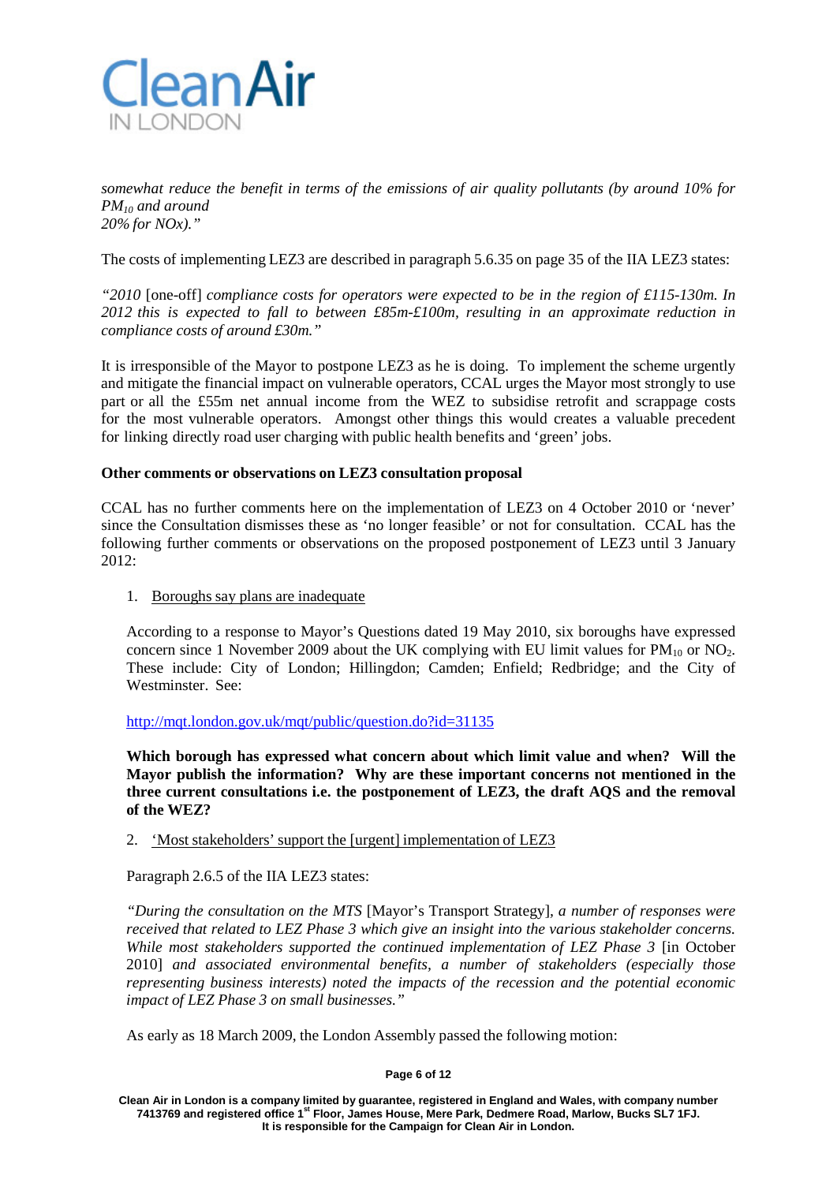*somewhat reduce the benefit in terms of the emissions of air quality pollutants (by around 10% for $PM_{10}$ and around 20% for NOx)."*

The costs of implementing LEZ3 are described in paragraph 5.6.35 on page 35 of the IIA LEZ3 states:

*"2010* [one-off] *compliance costs for operators were expected to be in the region of £115-130m. In 2012 this is expected to fall to between £85m-£100m, resulting in an approximate reduction in compliance costs of around £30m."*

It is irresponsible of the Mayor to postpone LEZ3 as he is doing. To implement the scheme urgently and mitigate the financial impact on vulnerable operators, CCAL urges the Mayor most strongly to use part or all the £55m net annual income from the WEZ to subsidise retrofit and scrappage costs for the most vulnerable operators. Amongst other things this would creates a valuable precedent for linking directly road user charging with public health benefits and 'green' jobs.

**Other comments or observations on LEZ3 consultation proposal**

CCAL has no further comments here on the implementation of LEZ3 on 4 October 2010 or 'never' since the Consultation dismisses these as 'no longer feasible' or not for consultation. CCAL has the following further comments or observations on the proposed postponement of LEZ3 until 3 January 2012:

1. Boroughs say plans are inadequate

   According to a response to Mayor's Questions dated 19 May 2010, six boroughs have expressed concern since 1 November 2009 about the UK complying with EU limit values for $PM_{10}$ or $NO_2$. These include: City of London; Hillingdon; Camden; Enfield; Redbridge; and the City of Westminster. See:

   http://mqt.london.gov.uk/mqt/public/question.do?id=31135

   **Which borough has expressed what concern about which limit value and when? Will the Mayor publish the information? Why are these important concerns not mentioned in the three current consultations i.e. the postponement of LEZ3, the draft AQS and the removal of the WEZ?**

2. 'Most stakeholders' support the [urgent] implementation of LEZ3

   Paragraph 2.6.5 of the IIA LEZ3 states:

   *"During the consultation on the MTS* [Mayor's Transport Strategy], *a number of responses were received that related to LEZ Phase 3 which give an insight into the various stakeholder concerns. While most stakeholders supported the continued implementation of LEZ Phase 3* [in October 2010] *and associated environmental benefits, a number of stakeholders (especially those representing business interests) noted the impacts of the recession and the potential economic impact of LEZ Phase 3 on small businesses."*

   As early as 18 March 2009, the London Assembly passed the following motion: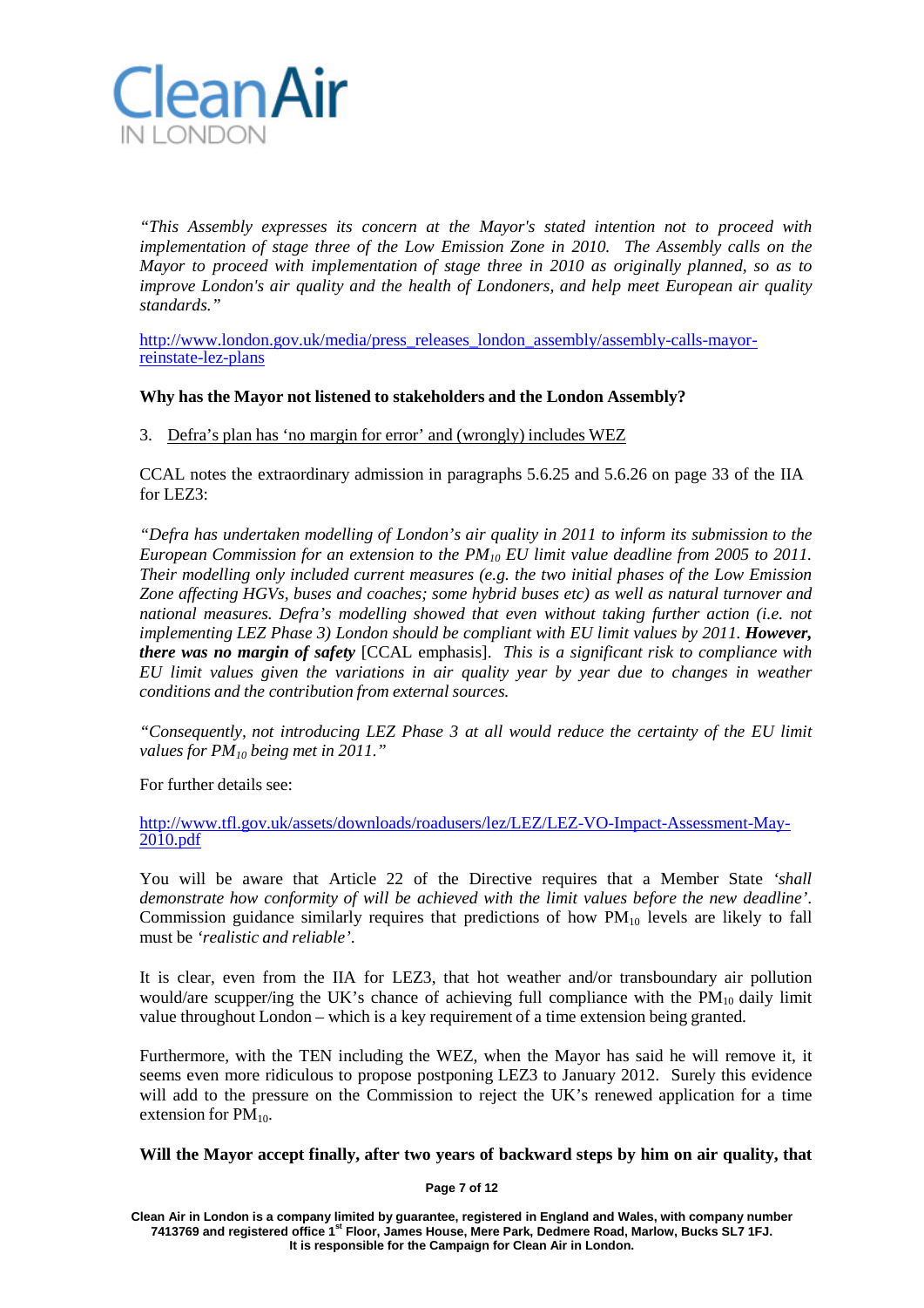*"This Assembly expresses its concern at the Mayor's stated intention not to proceed with implementation of stage three of the Low Emission Zone in 2010. The Assembly calls on the Mayor to proceed with implementation of stage three in 2010 as originally planned, so as to improve London's air quality and the health of Londoners, and help meet European air quality standards."*

http://www.london.gov.uk/media/press_releases_london_assembly/assembly-calls-mayor-reinstate-lez-plans

**Why has the Mayor not listened to stakeholders and the London Assembly?**

3. Defra's plan has 'no margin for error' and (wrongly) includes WEZ

CCAL notes the extraordinary admission in paragraphs 5.6.25 and 5.6.26 on page 33 of the IIA for LEZ3:

*"Defra has undertaken modelling of London's air quality in 2011 to inform its submission to the European Commission for an extension to the $PM_{10}$ EU limit value deadline from 2005 to 2011. Their modelling only included current measures (e.g. the two initial phases of the Low Emission Zone affecting HGVs, buses and coaches; some hybrid buses etc) as well as natural turnover and national measures. Defra's modelling showed that even without taking further action (i.e. not implementing LEZ Phase 3) London should be compliant with EU limit values by 2011.* ***However, there was no margin of safety*** [CCAL emphasis]. *This is a significant risk to compliance with EU limit values given the variations in air quality year by year due to changes in weather conditions and the contribution from external sources.*

*"Consequently, not introducing LEZ Phase 3 at all would reduce the certainty of the EU limit values for $PM_{10}$ being met in 2011."*

For further details see:

http://www.tfl.gov.uk/assets/downloads/roadusers/lez/LEZ/LEZ-VO-Impact-Assessment-May-2010.pdf

You will be aware that Article 22 of the Directive requires that a Member State *'shall demonstrate how conformity of will be achieved with the limit values before the new deadline'*. Commission guidance similarly requires that predictions of how $PM_{10}$ levels are likely to fall must be *'realistic and reliable'*.

It is clear, even from the IIA for LEZ3, that hot weather and/or transboundary air pollution would/are scupper/ing the UK's chance of achieving full compliance with the $PM_{10}$ daily limit value throughout London – which is a key requirement of a time extension being granted.

Furthermore, with the TEN including the WEZ, when the Mayor has said he will remove it, it seems even more ridiculous to propose postponing LEZ3 to January 2012. Surely this evidence will add to the pressure on the Commission to reject the UK's renewed application for a time extension for $PM_{10}$.

**Will the Mayor accept finally, after two years of backward steps by him on air quality, that**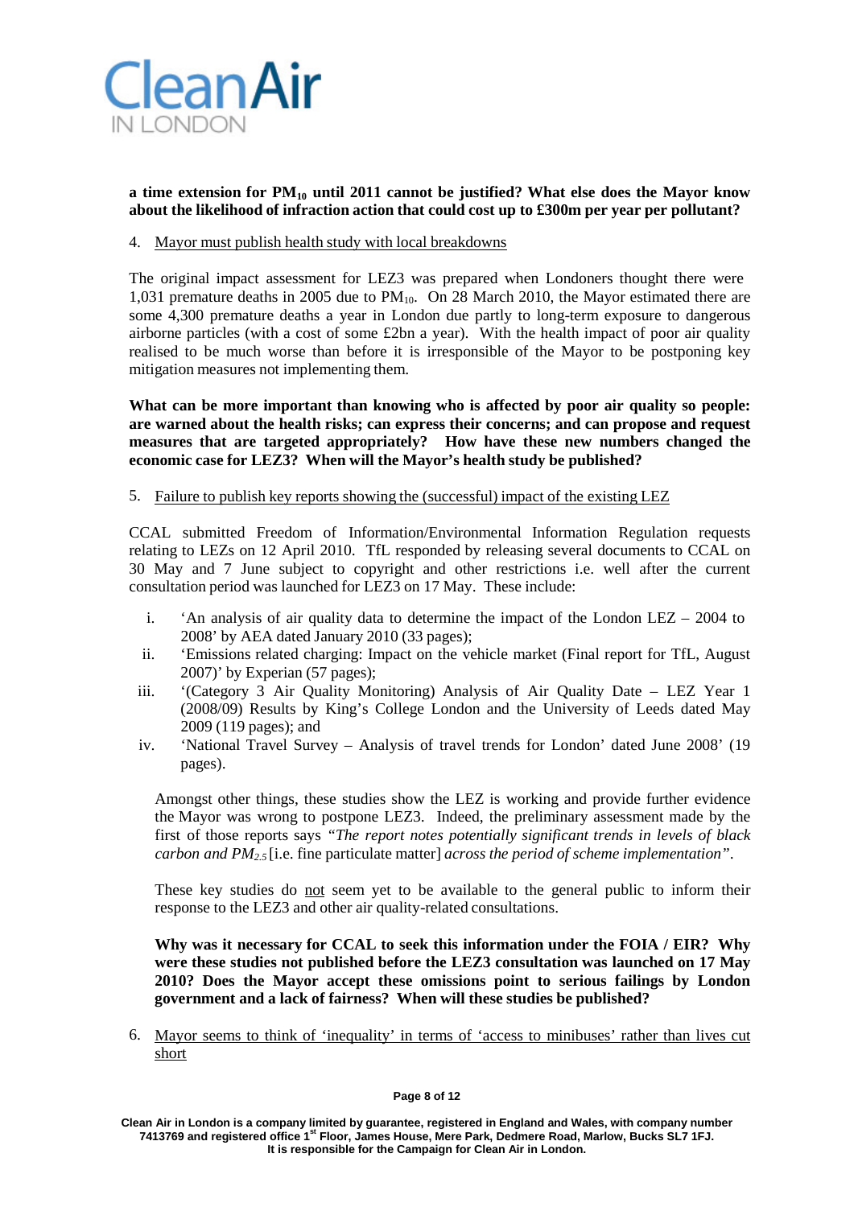**a time extension for $PM_{10}$ until 2011 cannot be justified? What else does the Mayor know about the likelihood of infraction action that could cost up to £300m per year per pollutant?**

4. Mayor must publish health study with local breakdowns

The original impact assessment for LEZ3 was prepared when Londoners thought there were 1,031 premature deaths in 2005 due to $PM_{10}$. On 28 March 2010, the Mayor estimated there are some 4,300 premature deaths a year in London due partly to long-term exposure to dangerous airborne particles (with a cost of some £2bn a year). With the health impact of poor air quality realised to be much worse than before it is irresponsible of the Mayor to be postponing key mitigation measures not implementing them.

**What can be more important than knowing who is affected by poor air quality so people: are warned about the health risks; can express their concerns; and can propose and request measures that are targeted appropriately? How have these new numbers changed the economic case for LEZ3? When will the Mayor's health study be published?**

5. Failure to publish key reports showing the (successful) impact of the existing LEZ

CCAL submitted Freedom of Information/Environmental Information Regulation requests relating to LEZs on 12 April 2010. TfL responded by releasing several documents to CCAL on 30 May and 7 June subject to copyright and other restrictions i.e. well after the current consultation period was launched for LEZ3 on 17 May. These include:

i. 'An analysis of air quality data to determine the impact of the London LEZ – 2004 to 2008' by AEA dated January 2010 (33 pages);
ii. 'Emissions related charging: Impact on the vehicle market (Final report for TfL, August 2007)' by Experian (57 pages);
iii. '(Category 3 Air Quality Monitoring) Analysis of Air Quality Date – LEZ Year 1 (2008/09) Results by King's College London and the University of Leeds dated May 2009 (119 pages); and
iv. 'National Travel Survey – Analysis of travel trends for London' dated June 2008' (19 pages).

Amongst other things, these studies show the LEZ is working and provide further evidence the Mayor was wrong to postpone LEZ3. Indeed, the preliminary assessment made by the first of those reports says *"The report notes potentially significant trends in levels of black carbon and $PM_{2.5}$* [i.e. fine particulate matter] *across the period of scheme implementation"*.

These key studies do not seem yet to be available to the general public to inform their response to the LEZ3 and other air quality-related consultations.

**Why was it necessary for CCAL to seek this information under the FOIA / EIR? Why were these studies not published before the LEZ3 consultation was launched on 17 May 2010? Does the Mayor accept these omissions point to serious failings by London government and a lack of fairness? When will these studies be published?**

6. Mayor seems to think of 'inequality' in terms of 'access to minibuses' rather than lives cut short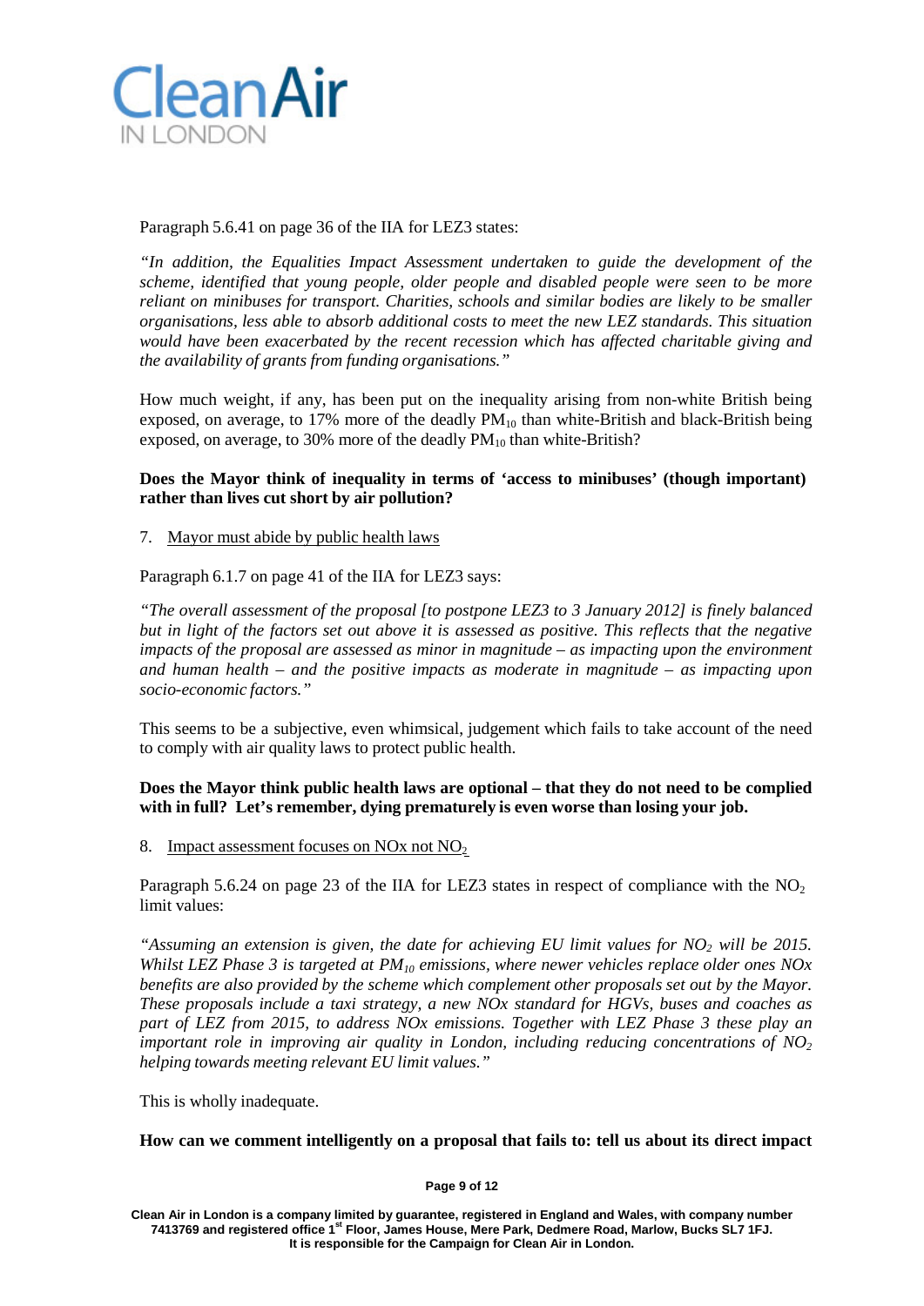Paragraph 5.6.41 on page 36 of the IIA for LEZ3 states:

*"In addition, the Equalities Impact Assessment undertaken to guide the development of the scheme, identified that young people, older people and disabled people were seen to be more reliant on minibuses for transport. Charities, schools and similar bodies are likely to be smaller organisations, less able to absorb additional costs to meet the new LEZ standards. This situation would have been exacerbated by the recent recession which has affected charitable giving and the availability of grants from funding organisations."*

How much weight, if any, has been put on the inequality arising from non-white British being exposed, on average, to 17% more of the deadly $PM_{10}$ than white-British and black-British being exposed, on average, to 30% more of the deadly $PM_{10}$ than white-British?

**Does the Mayor think of inequality in terms of 'access to minibuses' (though important) rather than lives cut short by air pollution?**

7. <u>Mayor must abide by public health laws</u>

Paragraph 6.1.7 on page 41 of the IIA for LEZ3 says:

*"The overall assessment of the proposal [to postpone LEZ3 to 3 January 2012] is finely balanced but in light of the factors set out above it is assessed as positive. This reflects that the negative impacts of the proposal are assessed as minor in magnitude – as impacting upon the environment and human health – and the positive impacts as moderate in magnitude – as impacting upon socio-economic factors."*

This seems to be a subjective, even whimsical, judgement which fails to take account of the need to comply with air quality laws to protect public health.

**Does the Mayor think public health laws are optional – that they do not need to be complied with in full? Let's remember, dying prematurely is even worse than losing your job.**

8. <u>Impact assessment focuses on NOx not $NO_2$</u>

Paragraph 5.6.24 on page 23 of the IIA for LEZ3 states in respect of compliance with the $NO_2$ limit values:

*"Assuming an extension is given, the date for achieving EU limit values for $NO_2$ will be 2015. Whilst LEZ Phase 3 is targeted at $PM_{10}$ emissions, where newer vehicles replace older ones NOx benefits are also provided by the scheme which complement other proposals set out by the Mayor. These proposals include a taxi strategy, a new NOx standard for HGVs, buses and coaches as part of LEZ from 2015, to address NOx emissions. Together with LEZ Phase 3 these play an important role in improving air quality in London, including reducing concentrations of $NO_2$ helping towards meeting relevant EU limit values."*

This is wholly inadequate.

**How can we comment intelligently on a proposal that fails to: tell us about its direct impact**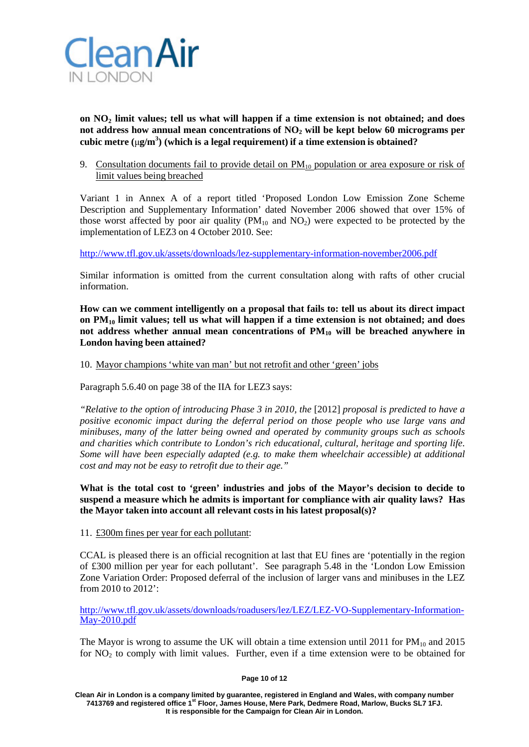**on $NO_2$ limit values; tell us what will happen if a time extension is not obtained; and does not address how annual mean concentrations of $NO_2$ will be kept below 60 micrograms per cubic metre ($\mu g/m^3$) (which is a legal requirement) if a time extension is obtained?**

9. Consultation documents fail to provide detail on $PM_{10}$ population or area exposure or risk of limit values being breached

Variant 1 in Annex A of a report titled 'Proposed London Low Emission Zone Scheme Description and Supplementary Information' dated November 2006 showed that over 15% of those worst affected by poor air quality ($PM_{10}$ and $NO_2$) were expected to be protected by the implementation of LEZ3 on 4 October 2010. See:

http://www.tfl.gov.uk/assets/downloads/lez-supplementary-information-november2006.pdf

Similar information is omitted from the current consultation along with rafts of other crucial information.

**How can we comment intelligently on a proposal that fails to: tell us about its direct impact on $PM_{10}$ limit values; tell us what will happen if a time extension is not obtained; and does not address whether annual mean concentrations of $PM_{10}$ will be breached anywhere in London having been attained?**

10. Mayor champions 'white van man' but not retrofit and other 'green' jobs

Paragraph 5.6.40 on page 38 of the IIA for LEZ3 says:

*"Relative to the option of introducing Phase 3 in 2010, the* [2012] *proposal is predicted to have a positive economic impact during the deferral period on those people who use large vans and minibuses, many of the latter being owned and operated by community groups such as schools and charities which contribute to London's rich educational, cultural, heritage and sporting life. Some will have been especially adapted (e.g. to make them wheelchair accessible) at additional cost and may not be easy to retrofit due to their age."*

**What is the total cost to 'green' industries and jobs of the Mayor's decision to decide to suspend a measure which he admits is important for compliance with air quality laws? Has the Mayor taken into account all relevant costs in his latest proposal(s)?**

11. £300m fines per year for each pollutant:

CCAL is pleased there is an official recognition at last that EU fines are 'potentially in the region of £300 million per year for each pollutant'. See paragraph 5.48 in the 'London Low Emission Zone Variation Order: Proposed deferral of the inclusion of larger vans and minibuses in the LEZ from 2010 to 2012':

http://www.tfl.gov.uk/assets/downloads/roadusers/lez/LEZ/LEZ-VO-Supplementary-Information-May-2010.pdf

The Mayor is wrong to assume the UK will obtain a time extension until 2011 for $PM_{10}$ and 2015 for $NO_2$ to comply with limit values. Further, even if a time extension were to be obtained for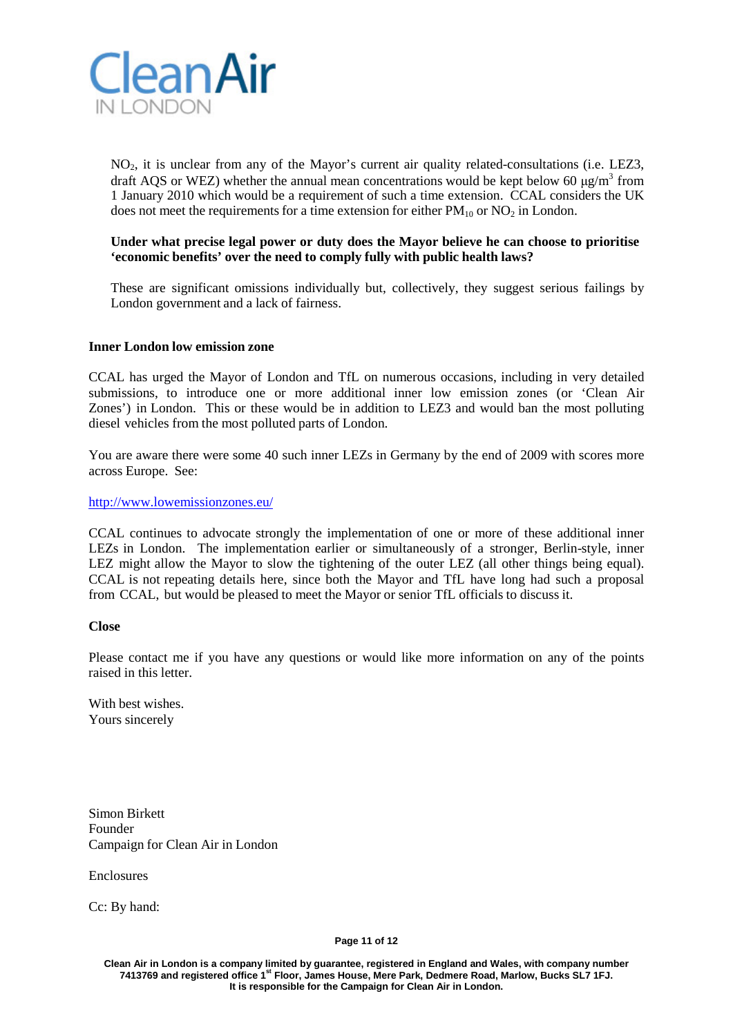$NO_2$, it is unclear from any of the Mayor's current air quality related-consultations (i.e. LEZ3, draft AQS or WEZ) whether the annual mean concentrations would be kept below 60 $\mu g/m^3$ from 1 January 2010 which would be a requirement of such a time extension. CCAL considers the UK does not meet the requirements for a time extension for either $PM_{10}$ or $NO_2$ in London.

**Under what precise legal power or duty does the Mayor believe he can choose to prioritise 'economic benefits' over the need to comply fully with public health laws?**

These are significant omissions individually but, collectively, they suggest serious failings by London government and a lack of fairness.

**Inner London low emission zone**

CCAL has urged the Mayor of London and TfL on numerous occasions, including in very detailed submissions, to introduce one or more additional inner low emission zones (or 'Clean Air Zones') in London. This or these would be in addition to LEZ3 and would ban the most polluting diesel vehicles from the most polluted parts of London.

You are aware there were some 40 such inner LEZs in Germany by the end of 2009 with scores more across Europe. See:

http://www.lowemissionzones.eu/

CCAL continues to advocate strongly the implementation of one or more of these additional inner LEZs in London. The implementation earlier or simultaneously of a stronger, Berlin-style, inner LEZ might allow the Mayor to slow the tightening of the outer LEZ (all other things being equal). CCAL is not repeating details here, since both the Mayor and TfL have long had such a proposal from CCAL, but would be pleased to meet the Mayor or senior TfL officials to discuss it.

**Close**

Please contact me if you have any questions or would like more information on any of the points raised in this letter.

With best wishes.
Yours sincerely

Simon Birkett
Founder
Campaign for Clean Air in London

Enclosures

Cc: By hand:

Clean Air in London is a company limited by guarantee, registered in England and Wales, with company number 7413769 and registered office 1st Floor, James House, Mere Park, Dedmere Road, Marlow, Bucks SL7 1FJ. It is responsible for the Campaign for Clean Air in London.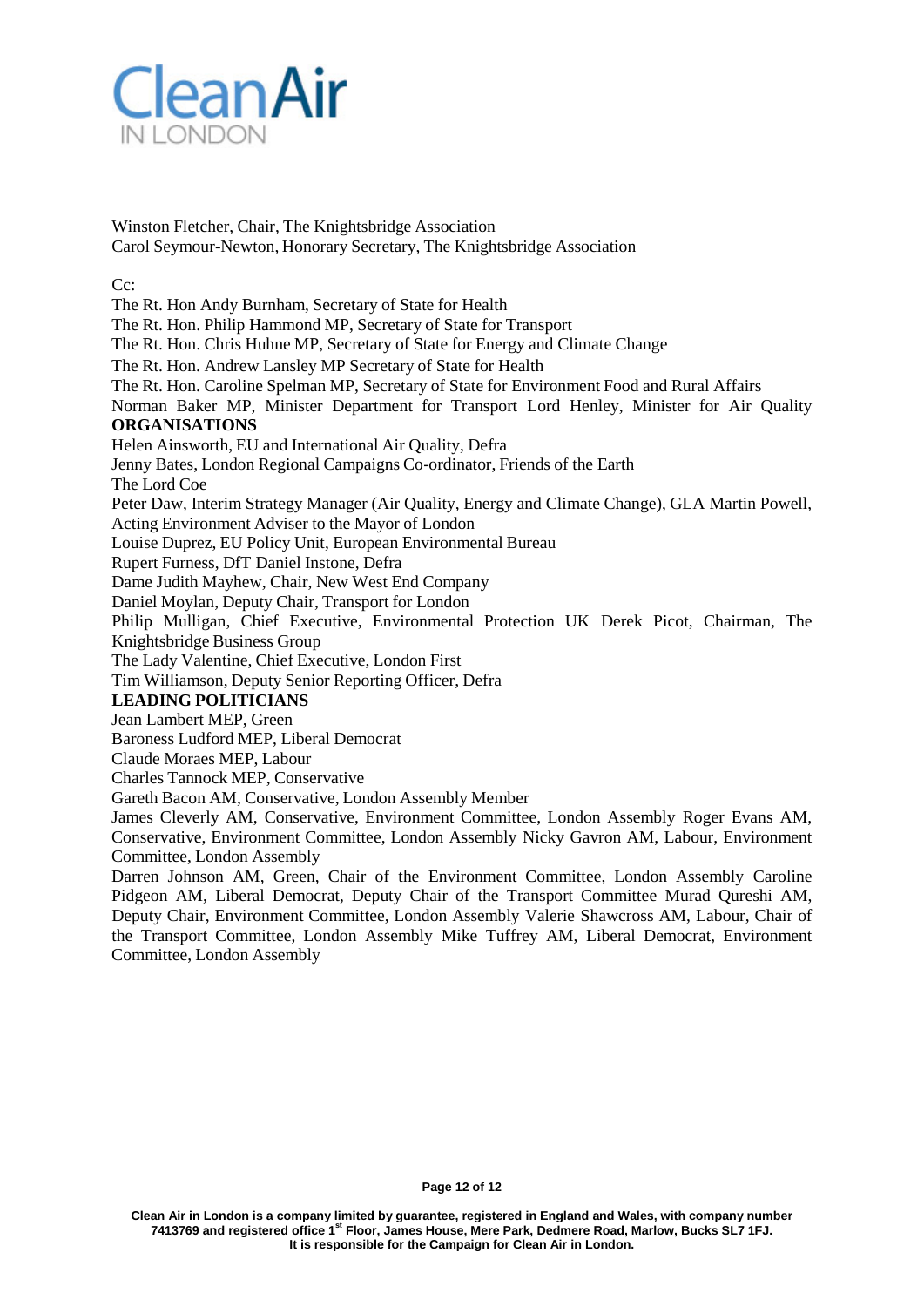Winston Fletcher, Chair, The Knightsbridge Association
Carol Seymour-Newton, Honorary Secretary, The Knightsbridge Association

Cc:
The Rt. Hon Andy Burnham, Secretary of State for Health
The Rt. Hon. Philip Hammond MP, Secretary of State for Transport
The Rt. Hon. Chris Huhne MP, Secretary of State for Energy and Climate Change
The Rt. Hon. Andrew Lansley MP Secretary of State for Health
The Rt. Hon. Caroline Spelman MP, Secretary of State for Environment Food and Rural Affairs
Norman Baker MP, Minister Department for Transport Lord Henley, Minister for Air Quality

**ORGANISATIONS**

Helen Ainsworth, EU and International Air Quality, Defra
Jenny Bates, London Regional Campaigns Co-ordinator, Friends of the Earth
The Lord Coe
Peter Daw, Interim Strategy Manager (Air Quality, Energy and Climate Change), GLA Martin Powell, Acting Environment Adviser to the Mayor of London
Louise Duprez, EU Policy Unit, European Environmental Bureau
Rupert Furness, DfT Daniel Instone, Defra
Dame Judith Mayhew, Chair, New West End Company
Daniel Moylan, Deputy Chair, Transport for London
Philip Mulligan, Chief Executive, Environmental Protection UK Derek Picot, Chairman, The Knightsbridge Business Group
The Lady Valentine, Chief Executive, London First
Tim Williamson, Deputy Senior Reporting Officer, Defra

**LEADING POLITICIANS**

Jean Lambert MEP, Green
Baroness Ludford MEP, Liberal Democrat
Claude Moraes MEP, Labour
Charles Tannock MEP, Conservative
Gareth Bacon AM, Conservative, London Assembly Member
James Cleverly AM, Conservative, Environment Committee, London Assembly Roger Evans AM, Conservative, Environment Committee, London Assembly Nicky Gavron AM, Labour, Environment Committee, London Assembly
Darren Johnson AM, Green, Chair of the Environment Committee, London Assembly Caroline Pidgeon AM, Liberal Democrat, Deputy Chair of the Transport Committee Murad Qureshi AM, Deputy Chair, Environment Committee, London Assembly Valerie Shawcross AM, Labour, Chair of the Transport Committee, London Assembly Mike Tuffrey AM, Liberal Democrat, Environment Committee, London Assembly